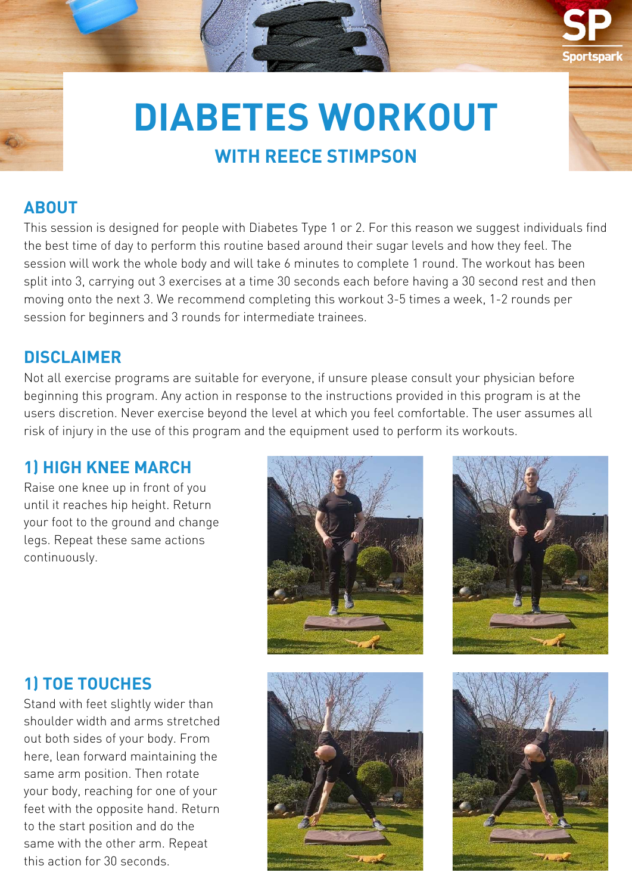# DIABETES WORKOUT

## WITH REECE STIMPSON

## ABOUT

This session is designed for people with Diabetes Type 1 or 2. For this reason we suggest individuals find the best time of day to perform this routine based around their sugar levels and how they feel. The session will work the whole body and will take 6 minutes to complete 1 round. The workout has been split into 3, carrying out 3 exercises at a time 30 seconds each before having a 30 second rest and then moving onto the next 3. We recommend completing this workout 3-5 times a week, 1-2 rounds per session for beginners and 3 rounds for intermediate trainees.

## DISCLAIMER

Not all exercise programs are suitable for everyone, if unsure please consult your physician before beginning this program. Any action in response to the instructions provided in this program is at the users discretion. Never exercise beyond the level at which you feel comfortable. The user assumes all risk of injury in the use of this program and the equipment used to perform its workouts.

## 1) HIGH KNEE MARCH

Raise one knee up in front of you until it reaches hip height. Return your foot to the ground and change legs. Repeat these same actions continuously.

## 1) TOE TOUCHES

Stand with feet slightly wider than shoulder width and arms stretched out both sides of your body. From here, lean forward maintaining the same arm position. Then rotate your body, reaching for one of your feet with the opposite hand. Return to the start position and do the same with the other arm. Repeat this action for 30 seconds.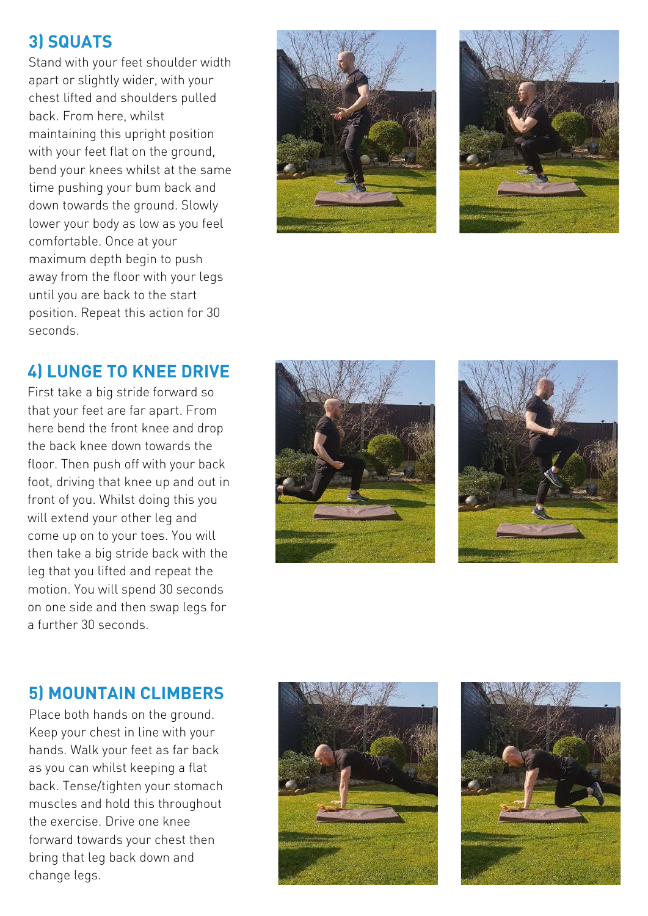## 3) SQUATS

Stand with your feet shoulder width apart or slightly wider, with your chest lifted and shoulders pulled back. From here, whilst maintaining this upright position with your feet flat on the ground, bend your knees whilst at the same time pushing your bum back and down towards the ground. Slowly lower your body as low as you feel comfortable. Once at your maximum depth begin to push away from the floor with your legs until you are back to the start position. Repeat this action for 30 seconds.

## 4) LUNGE TO KNEE DRIVE

First take a big stride forward so that your feet are far apart. From here bend the front knee and drop the back knee down towards the floor. Then push off with your back foot, driving that knee up and out in front of you. Whilst doing this you will extend your other leg and come up on to your toes. You will then take a big stride back with the leg that you lifted and repeat the motion. You will spend 30 seconds on one side and then swap legs for a further 30 seconds.

## 5) MOUNTAIN CLIMBERS

Place both hands on the ground. Keep your chest in line with your hands. Walk your feet as far back as you can whilst keeping a flat back. Tense/tighten your stomach muscles and hold this throughout the exercise. Drive one knee forward towards your chest then bring that leg back down and change legs.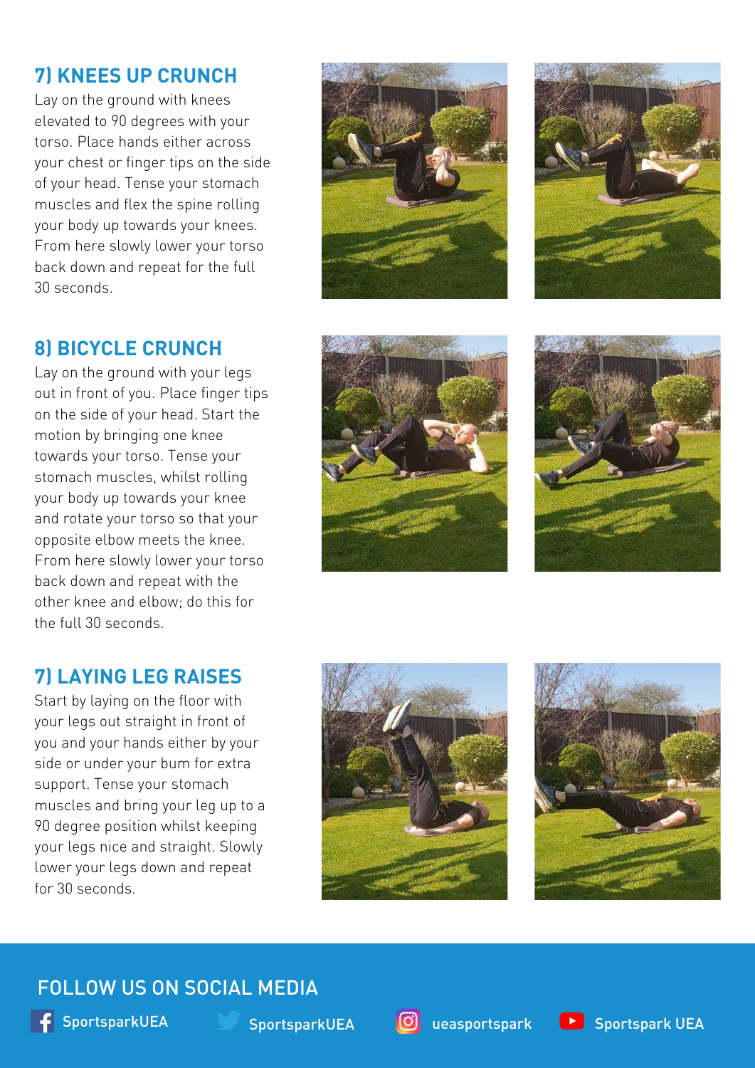## 7) KNEES UP CRUNCH

Lay on the ground with knees elevated to 90 degrees with your torso. Place hands either across your chest or finger tips on the side of your head. Tense your stomach muscles and flex the spine rolling your body up towards your knees. From here slowly lower your torso back down and repeat for the full 30 seconds.

## 8) BICYCLE CRUNCH

Lay on the ground with your legs out in front of you. Place finger tips on the side of your head. Start the motion by bringing one knee towards your torso. Tense your stomach muscles, whilst rolling your body up towards your knee and rotate your torso so that your opposite elbow meets the knee. From here slowly lower your torso back down and repeat with the other knee and elbow; do this for the full 30 seconds.

## 7) LAYING LEG RAISES

Start by laying on the floor with your legs out straight in front of you and your hands either by your side or under your bum for extra support. Tense your stomach muscles and bring your leg up to a 90 degree position whilst keeping your legs nice and straight. Slowly lower your legs down and repeat for 30 seconds.

## FOLLOW US ON SOCIAL MEDIA

SportsparkUEA

SportsparkUEA

ueasportspark

Sportspark UEA